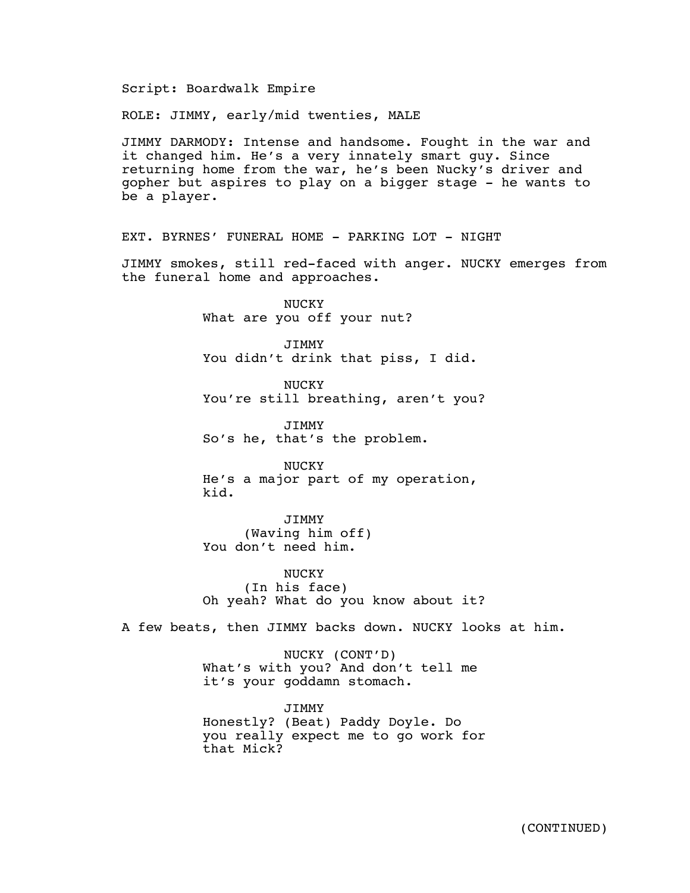Script: Boardwalk Empire

ROLE: JIMMY, early/mid twenties, MALE

JIMMY DARMODY: Intense and handsome. Fought in the war and it changed him. He's a very innately smart guy. Since returning home from the war, he's been Nucky's driver and gopher but aspires to play on a bigger stage - he wants to be a player.

EXT. BYRNES' FUNERAL HOME - PARKING LOT - NIGHT

JIMMY smokes, still red-faced with anger. NUCKY emerges from the funeral home and approaches.

NUCKY
What are you off your nut?

JIMMY
You didn't drink that piss, I did.

NUCKY
You're still breathing, aren't you?

JIMMY
So's he, that's the problem.

NUCKY
He's a major part of my operation, kid.

JIMMY
(Waving him off)
You don't need him.

NUCKY
(In his face)
Oh yeah? What do you know about it?

A few beats, then JIMMY backs down. NUCKY looks at him.

NUCKY (CONT'D)
What's with you? And don't tell me it's your goddamn stomach.

JIMMY
Honestly? (Beat) Paddy Doyle. Do you really expect me to go work for that Mick?

(CONTINUED)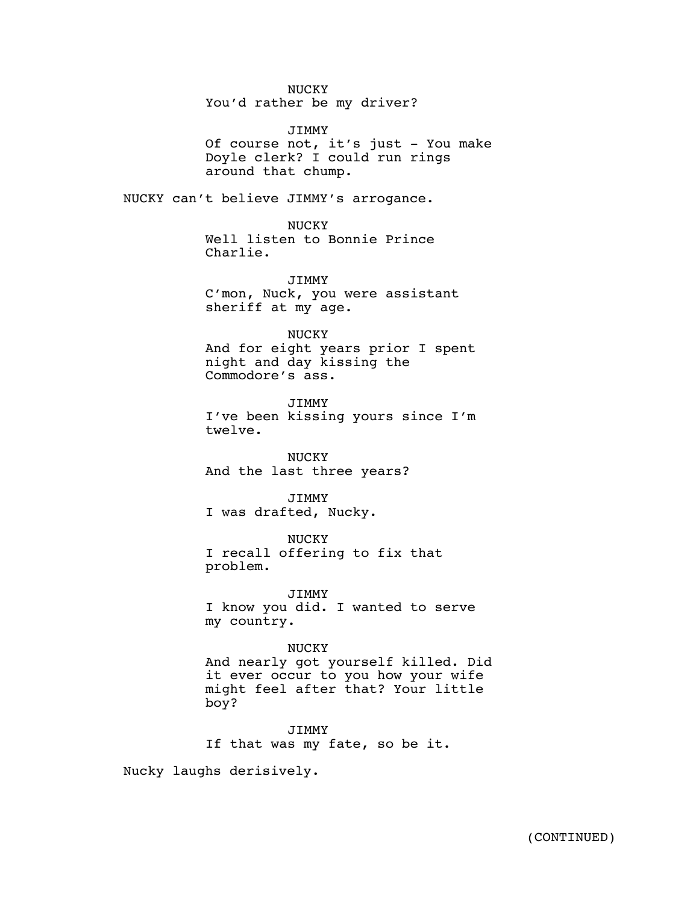NUCKY
You'd rather be my driver?

JIMMY
Of course not, it's just - You make Doyle clerk? I could run rings around that chump.

NUCKY can't believe JIMMY's arrogance.

NUCKY
Well listen to Bonnie Prince Charlie.

JIMMY
C'mon, Nuck, you were assistant sheriff at my age.

NUCKY
And for eight years prior I spent night and day kissing the Commodore's ass.

JIMMY
I've been kissing yours since I'm twelve.

NUCKY
And the last three years?

JIMMY
I was drafted, Nucky.

NUCKY
I recall offering to fix that problem.

JIMMY
I know you did. I wanted to serve my country.

NUCKY
And nearly got yourself killed. Did it ever occur to you how your wife might feel after that? Your little boy?

JIMMY
If that was my fate, so be it.

Nucky laughs derisively.

(CONTINUED)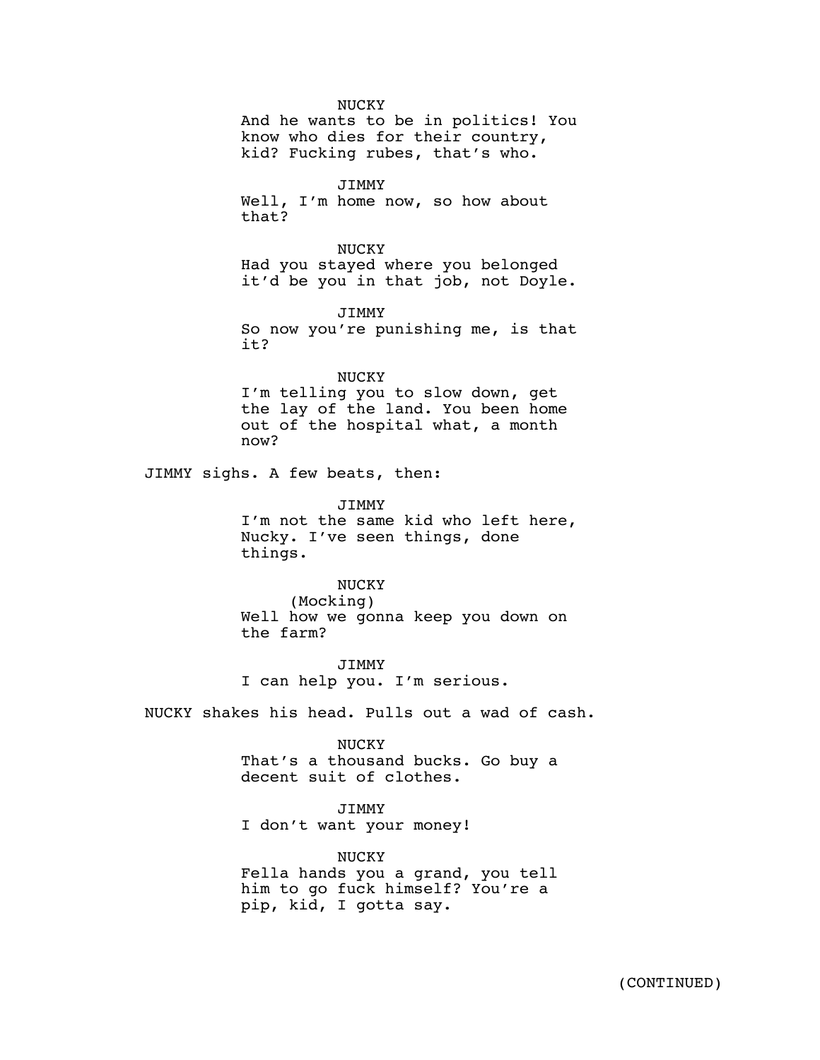NUCKY
And he wants to be in politics! You know who dies for their country, kid? Fucking rubes, that's who.

JIMMY
Well, I'm home now, so how about that?

NUCKY
Had you stayed where you belonged it'd be you in that job, not Doyle.

JIMMY
So now you're punishing me, is that it?

NUCKY
I'm telling you to slow down, get the lay of the land. You been home out of the hospital what, a month now?

JIMMY sighs. A few beats, then:

JIMMY
I'm not the same kid who left here, Nucky. I've seen things, done things.

NUCKY
(Mocking)
Well how we gonna keep you down on the farm?

JIMMY
I can help you. I'm serious.

NUCKY shakes his head. Pulls out a wad of cash.

NUCKY
That's a thousand bucks. Go buy a decent suit of clothes.

JIMMY
I don't want your money!

NUCKY
Fella hands you a grand, you tell him to go fuck himself? You're a pip, kid, I gotta say.

(CONTINUED)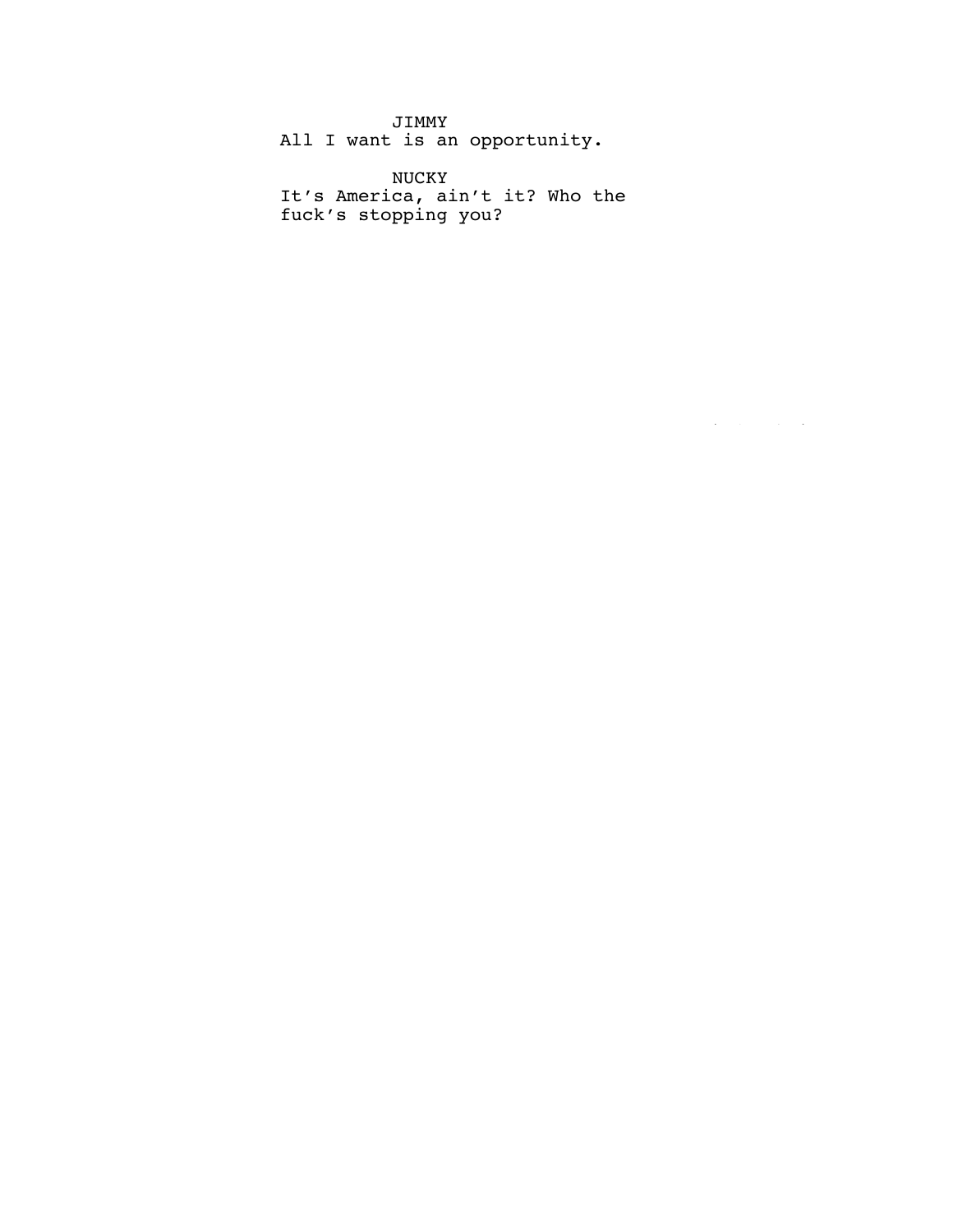JIMMY
All I want is an opportunity.

NUCKY
It's America, ain't it? Who the
fuck's stopping you?